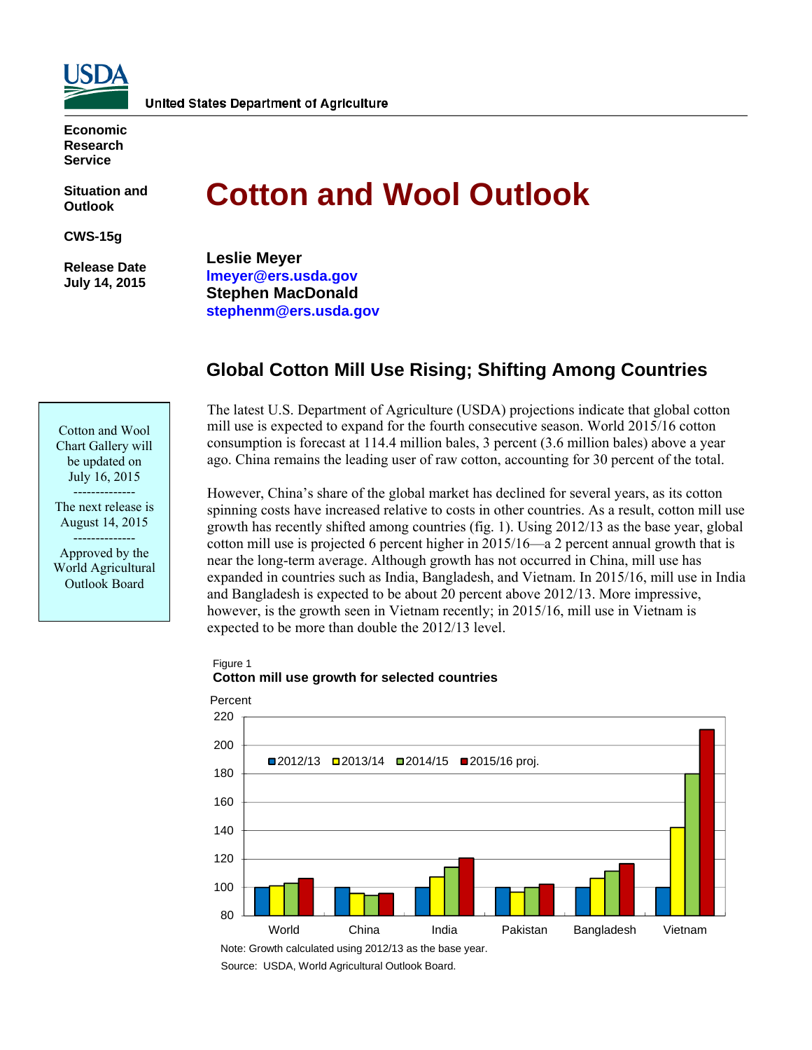United States Department of Agriculture

**Economic Research Service**

**Situation and Outlook**

**CWS-15g**

**Release Date July 14, 2015**

# Cotton and Wool Outlook

**Leslie Meyer**
lmeyer@ers.usda.gov
**Stephen MacDonald**
stephenm@ers.usda.gov

Cotton and Wool Chart Gallery will be updated on July 16, 2015

--------------

The next release is August 14, 2015

--------------

Approved by the World Agricultural Outlook Board

## Global Cotton Mill Use Rising; Shifting Among Countries

The latest U.S. Department of Agriculture (USDA) projections indicate that global cotton mill use is expected to expand for the fourth consecutive season. World 2015/16 cotton consumption is forecast at 114.4 million bales, 3 percent (3.6 million bales) above a year ago. China remains the leading user of raw cotton, accounting for 30 percent of the total.

However, China's share of the global market has declined for several years, as its cotton spinning costs have increased relative to costs in other countries. As a result, cotton mill use growth has recently shifted among countries (fig. 1). Using 2012/13 as the base year, global cotton mill use is projected 6 percent higher in 2015/16—a 2 percent annual growth that is near the long-term average. Although growth has not occurred in China, mill use has expanded in countries such as India, Bangladesh, and Vietnam. In 2015/16, mill use in India and Bangladesh is expected to be about 20 percent above 2012/13. More impressive, however, is the growth seen in Vietnam recently; in 2015/16, mill use in Vietnam is expected to be more than double the 2012/13 level.

Figure 1
**Cotton mill use growth for selected countries**

Note: Growth calculated using 2012/13 as the base year.
Source: USDA, World Agricultural Outlook Board.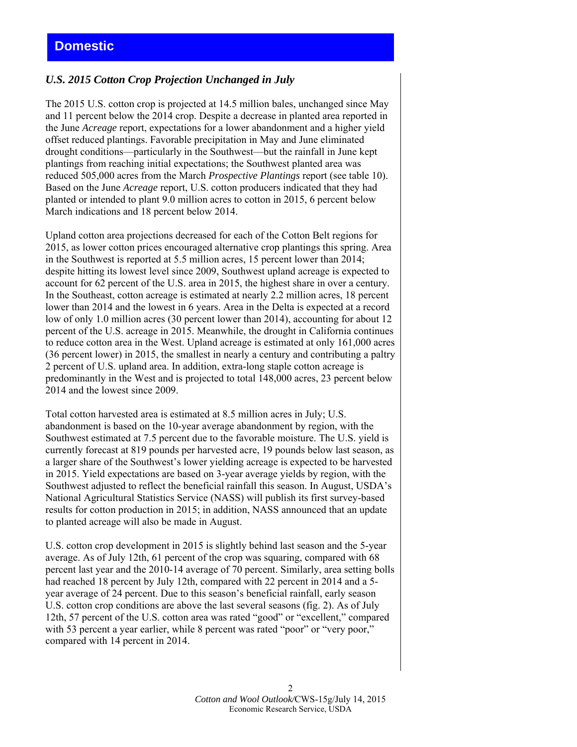## Domestic

### *U.S. 2015 Cotton Crop Projection Unchanged in July*

The 2015 U.S. cotton crop is projected at 14.5 million bales, unchanged since May and 11 percent below the 2014 crop. Despite a decrease in planted area reported in the June *Acreage* report, expectations for a lower abandonment and a higher yield offset reduced plantings. Favorable precipitation in May and June eliminated drought conditions—particularly in the Southwest—but the rainfall in June kept plantings from reaching initial expectations; the Southwest planted area was reduced 505,000 acres from the March *Prospective Plantings* report (see table 10). Based on the June *Acreage* report, U.S. cotton producers indicated that they had planted or intended to plant 9.0 million acres to cotton in 2015, 6 percent below March indications and 18 percent below 2014.

Upland cotton area projections decreased for each of the Cotton Belt regions for 2015, as lower cotton prices encouraged alternative crop plantings this spring. Area in the Southwest is reported at 5.5 million acres, 15 percent lower than 2014; despite hitting its lowest level since 2009, Southwest upland acreage is expected to account for 62 percent of the U.S. area in 2015, the highest share in over a century. In the Southeast, cotton acreage is estimated at nearly 2.2 million acres, 18 percent lower than 2014 and the lowest in 6 years. Area in the Delta is expected at a record low of only 1.0 million acres (30 percent lower than 2014), accounting for about 12 percent of the U.S. acreage in 2015. Meanwhile, the drought in California continues to reduce cotton area in the West. Upland acreage is estimated at only 161,000 acres (36 percent lower) in 2015, the smallest in nearly a century and contributing a paltry 2 percent of U.S. upland area. In addition, extra-long staple cotton acreage is predominantly in the West and is projected to total 148,000 acres, 23 percent below 2014 and the lowest since 2009.

Total cotton harvested area is estimated at 8.5 million acres in July; U.S. abandonment is based on the 10-year average abandonment by region, with the Southwest estimated at 7.5 percent due to the favorable moisture. The U.S. yield is currently forecast at 819 pounds per harvested acre, 19 pounds below last season, as a larger share of the Southwest's lower yielding acreage is expected to be harvested in 2015. Yield expectations are based on 3-year average yields by region, with the Southwest adjusted to reflect the beneficial rainfall this season. In August, USDA's National Agricultural Statistics Service (NASS) will publish its first survey-based results for cotton production in 2015; in addition, NASS announced that an update to planted acreage will also be made in August.

U.S. cotton crop development in 2015 is slightly behind last season and the 5-year average. As of July 12th, 61 percent of the crop was squaring, compared with 68 percent last year and the 2010-14 average of 70 percent. Similarly, area setting bolls had reached 18 percent by July 12th, compared with 22 percent in 2014 and a 5-year average of 24 percent. Due to this season's beneficial rainfall, early season U.S. cotton crop conditions are above the last several seasons (fig. 2). As of July 12th, 57 percent of the U.S. cotton area was rated "good" or "excellent," compared with 53 percent a year earlier, while 8 percent was rated "poor" or "very poor," compared with 14 percent in 2014.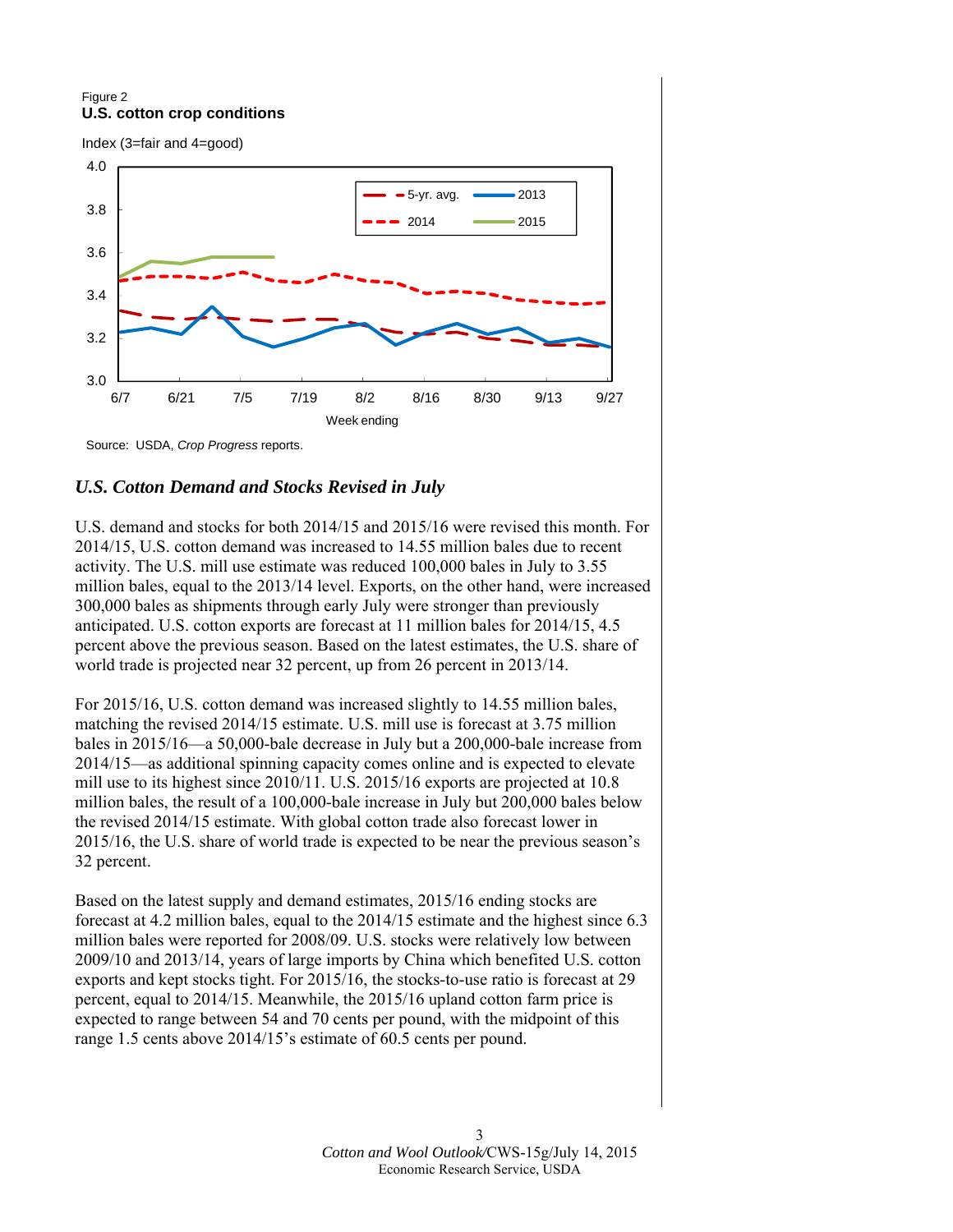Figure 2
**U.S. cotton crop conditions**

Index (3=fair and 4=good)

Source: USDA, *Crop Progress* reports.

## *U.S. Cotton Demand and Stocks Revised in July*

U.S. demand and stocks for both 2014/15 and 2015/16 were revised this month. For 2014/15, U.S. cotton demand was increased to 14.55 million bales due to recent activity. The U.S. mill use estimate was reduced 100,000 bales in July to 3.55 million bales, equal to the 2013/14 level. Exports, on the other hand, were increased 300,000 bales as shipments through early July were stronger than previously anticipated. U.S. cotton exports are forecast at 11 million bales for 2014/15, 4.5 percent above the previous season. Based on the latest estimates, the U.S. share of world trade is projected near 32 percent, up from 26 percent in 2013/14.

For 2015/16, U.S. cotton demand was increased slightly to 14.55 million bales, matching the revised 2014/15 estimate. U.S. mill use is forecast at 3.75 million bales in 2015/16—a 50,000-bale decrease in July but a 200,000-bale increase from 2014/15—as additional spinning capacity comes online and is expected to elevate mill use to its highest since 2010/11. U.S. 2015/16 exports are projected at 10.8 million bales, the result of a 100,000-bale increase in July but 200,000 bales below the revised 2014/15 estimate. With global cotton trade also forecast lower in 2015/16, the U.S. share of world trade is expected to be near the previous season's 32 percent.

Based on the latest supply and demand estimates, 2015/16 ending stocks are forecast at 4.2 million bales, equal to the 2014/15 estimate and the highest since 6.3 million bales were reported for 2008/09. U.S. stocks were relatively low between 2009/10 and 2013/14, years of large imports by China which benefited U.S. cotton exports and kept stocks tight. For 2015/16, the stocks-to-use ratio is forecast at 29 percent, equal to 2014/15. Meanwhile, the 2015/16 upland cotton farm price is expected to range between 54 and 70 cents per pound, with the midpoint of this range 1.5 cents above 2014/15's estimate of 60.5 cents per pound.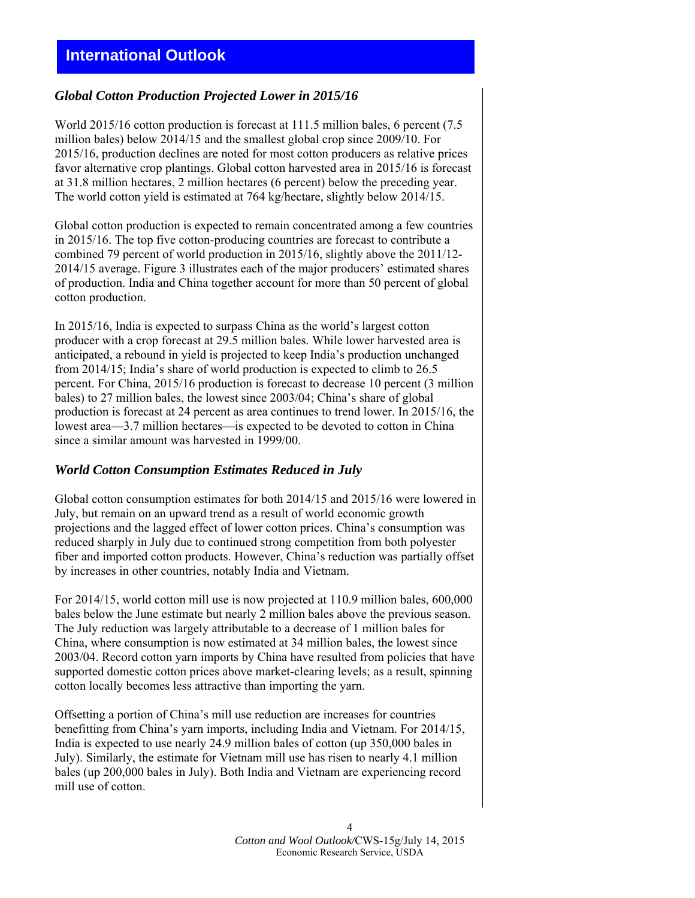# International Outlook

### *Global Cotton Production Projected Lower in 2015/16*

World 2015/16 cotton production is forecast at 111.5 million bales, 6 percent (7.5 million bales) below 2014/15 and the smallest global crop since 2009/10. For 2015/16, production declines are noted for most cotton producers as relative prices favor alternative crop plantings. Global cotton harvested area in 2015/16 is forecast at 31.8 million hectares, 2 million hectares (6 percent) below the preceding year. The world cotton yield is estimated at 764 kg/hectare, slightly below 2014/15.

Global cotton production is expected to remain concentrated among a few countries in 2015/16. The top five cotton-producing countries are forecast to contribute a combined 79 percent of world production in 2015/16, slightly above the 2011/12-2014/15 average. Figure 3 illustrates each of the major producers' estimated shares of production. India and China together account for more than 50 percent of global cotton production.

In 2015/16, India is expected to surpass China as the world's largest cotton producer with a crop forecast at 29.5 million bales. While lower harvested area is anticipated, a rebound in yield is projected to keep India's production unchanged from 2014/15; India's share of world production is expected to climb to 26.5 percent. For China, 2015/16 production is forecast to decrease 10 percent (3 million bales) to 27 million bales, the lowest since 2003/04; China's share of global production is forecast at 24 percent as area continues to trend lower. In 2015/16, the lowest area—3.7 million hectares—is expected to be devoted to cotton in China since a similar amount was harvested in 1999/00.

### *World Cotton Consumption Estimates Reduced in July*

Global cotton consumption estimates for both 2014/15 and 2015/16 were lowered in July, but remain on an upward trend as a result of world economic growth projections and the lagged effect of lower cotton prices. China's consumption was reduced sharply in July due to continued strong competition from both polyester fiber and imported cotton products. However, China's reduction was partially offset by increases in other countries, notably India and Vietnam.

For 2014/15, world cotton mill use is now projected at 110.9 million bales, 600,000 bales below the June estimate but nearly 2 million bales above the previous season. The July reduction was largely attributable to a decrease of 1 million bales for China, where consumption is now estimated at 34 million bales, the lowest since 2003/04. Record cotton yarn imports by China have resulted from policies that have supported domestic cotton prices above market-clearing levels; as a result, spinning cotton locally becomes less attractive than importing the yarn.

Offsetting a portion of China's mill use reduction are increases for countries benefitting from China's yarn imports, including India and Vietnam. For 2014/15, India is expected to use nearly 24.9 million bales of cotton (up 350,000 bales in July). Similarly, the estimate for Vietnam mill use has risen to nearly 4.1 million bales (up 200,000 bales in July). Both India and Vietnam are experiencing record mill use of cotton.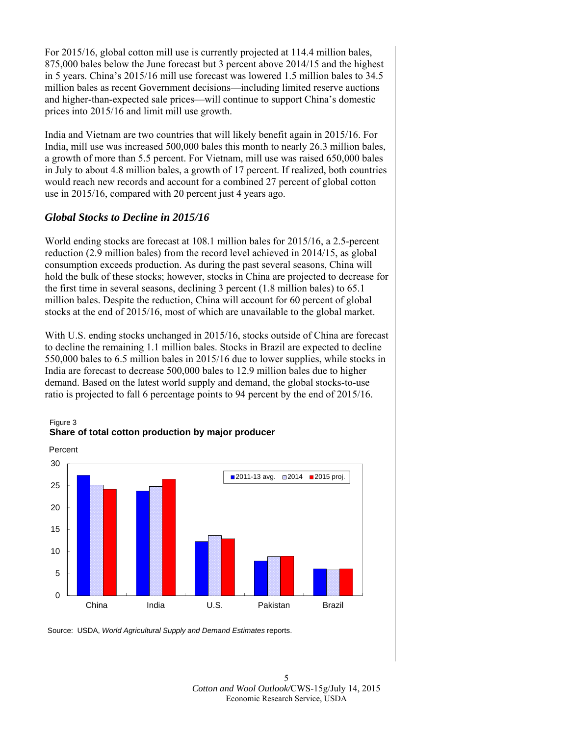For 2015/16, global cotton mill use is currently projected at 114.4 million bales, 875,000 bales below the June forecast but 3 percent above 2014/15 and the highest in 5 years. China's 2015/16 mill use forecast was lowered 1.5 million bales to 34.5 million bales as recent Government decisions—including limited reserve auctions and higher-than-expected sale prices—will continue to support China's domestic prices into 2015/16 and limit mill use growth.

India and Vietnam are two countries that will likely benefit again in 2015/16. For India, mill use was increased 500,000 bales this month to nearly 26.3 million bales, a growth of more than 5.5 percent. For Vietnam, mill use was raised 650,000 bales in July to about 4.8 million bales, a growth of 17 percent. If realized, both countries would reach new records and account for a combined 27 percent of global cotton use in 2015/16, compared with 20 percent just 4 years ago.

### *Global Stocks to Decline in 2015/16*

World ending stocks are forecast at 108.1 million bales for 2015/16, a 2.5-percent reduction (2.9 million bales) from the record level achieved in 2014/15, as global consumption exceeds production. As during the past several seasons, China will hold the bulk of these stocks; however, stocks in China are projected to decrease for the first time in several seasons, declining 3 percent (1.8 million bales) to 65.1 million bales. Despite the reduction, China will account for 60 percent of global stocks at the end of 2015/16, most of which are unavailable to the global market.

With U.S. ending stocks unchanged in 2015/16, stocks outside of China are forecast to decline the remaining 1.1 million bales. Stocks in Brazil are expected to decline 550,000 bales to 6.5 million bales in 2015/16 due to lower supplies, while stocks in India are forecast to decrease 500,000 bales to 12.9 million bales due to higher demand. Based on the latest world supply and demand, the global stocks-to-use ratio is projected to fall 6 percentage points to 94 percent by the end of 2015/16.

Figure 3
**Share of total cotton production by major producer**

Source: USDA, *World Agricultural Supply and Demand Estimates* reports.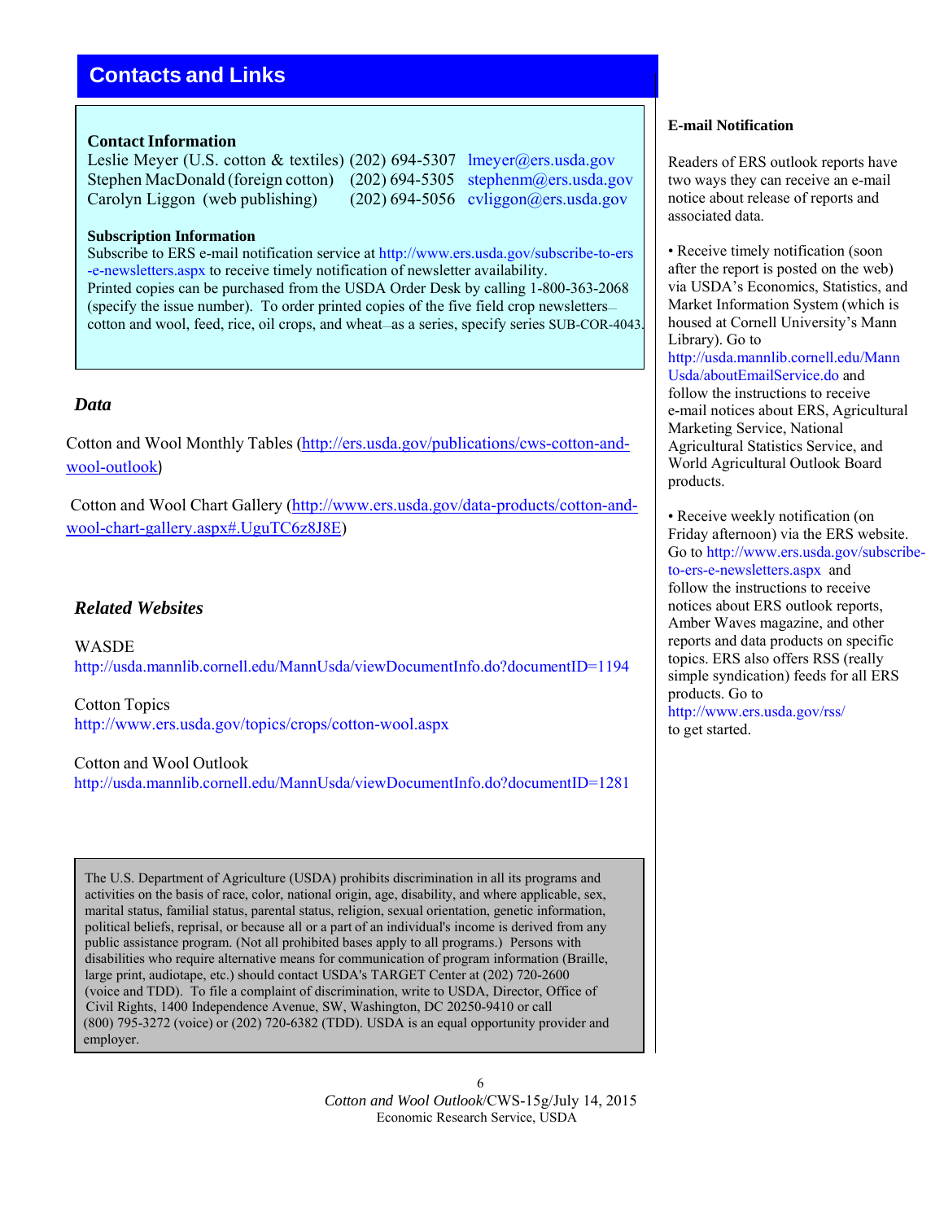# Contacts and Links

### Contact Information

Leslie Meyer (U.S. cotton & textiles) (202) 694-5307 lmeyer@ers.usda.gov
Stephen MacDonald (foreign cotton) (202) 694-5305 stephenm@ers.usda.gov
Carolyn Liggon (web publishing) (202) 694-5056 cvliggon@ers.usda.gov

### Subscription Information

Subscribe to ERS e-mail notification service at http://www.ers.usda.gov/subscribe-to-ers-e-newsletters.aspx to receive timely notification of newsletter availability.
Printed copies can be purchased from the USDA Order Desk by calling 1-800-363-2068 (specify the issue number). To order printed copies of the five field crop newsletters—cotton and wool, feed, rice, oil crops, and wheat—as a series, specify series SUB-COR-4043.

## *Data*

Cotton and Wool Monthly Tables (http://ers.usda.gov/publications/cws-cotton-and-wool-outlook)

Cotton and Wool Chart Gallery (http://www.ers.usda.gov/data-products/cotton-and-wool-chart-gallery.aspx#.UguTC6z8J8E)

## *Related Websites*

WASDE
http://usda.mannlib.cornell.edu/MannUsda/viewDocumentInfo.do?documentID=1194

Cotton Topics
http://www.ers.usda.gov/topics/crops/cotton-wool.aspx

Cotton and Wool Outlook
http://usda.mannlib.cornell.edu/MannUsda/viewDocumentInfo.do?documentID=1281

The U.S. Department of Agriculture (USDA) prohibits discrimination in all its programs and activities on the basis of race, color, national origin, age, disability, and where applicable, sex, marital status, familial status, parental status, religion, sexual orientation, genetic information, political beliefs, reprisal, or because all or a part of an individual's income is derived from any public assistance program. (Not all prohibited bases apply to all programs.) Persons with disabilities who require alternative means for communication of program information (Braille, large print, audiotape, etc.) should contact USDA's TARGET Center at (202) 720-2600 (voice and TDD). To file a complaint of discrimination, write to USDA, Director, Office of Civil Rights, 1400 Independence Avenue, SW, Washington, DC 20250-9410 or call (800) 795-3272 (voice) or (202) 720-6382 (TDD). USDA is an equal opportunity provider and employer.

### E-mail Notification

Readers of ERS outlook reports have two ways they can receive an e-mail notice about release of reports and associated data.

- Receive timely notification (soon after the report is posted on the web) via USDA's Economics, Statistics, and Market Information System (which is housed at Cornell University's Mann Library). Go to http://usda.mannlib.cornell.edu/MannUsda/aboutEmailService.do and follow the instructions to receive e-mail notices about ERS, Agricultural Marketing Service, National Agricultural Statistics Service, and World Agricultural Outlook Board products.

- Receive weekly notification (on Friday afternoon) via the ERS website. Go to http://www.ers.usda.gov/subscribe-to-ers-e-newsletters.aspx and follow the instructions to receive notices about ERS outlook reports, Amber Waves magazine, and other reports and data products on specific topics. ERS also offers RSS (really simple syndication) feeds for all ERS products. Go to http://www.ers.usda.gov/rss/ to get started.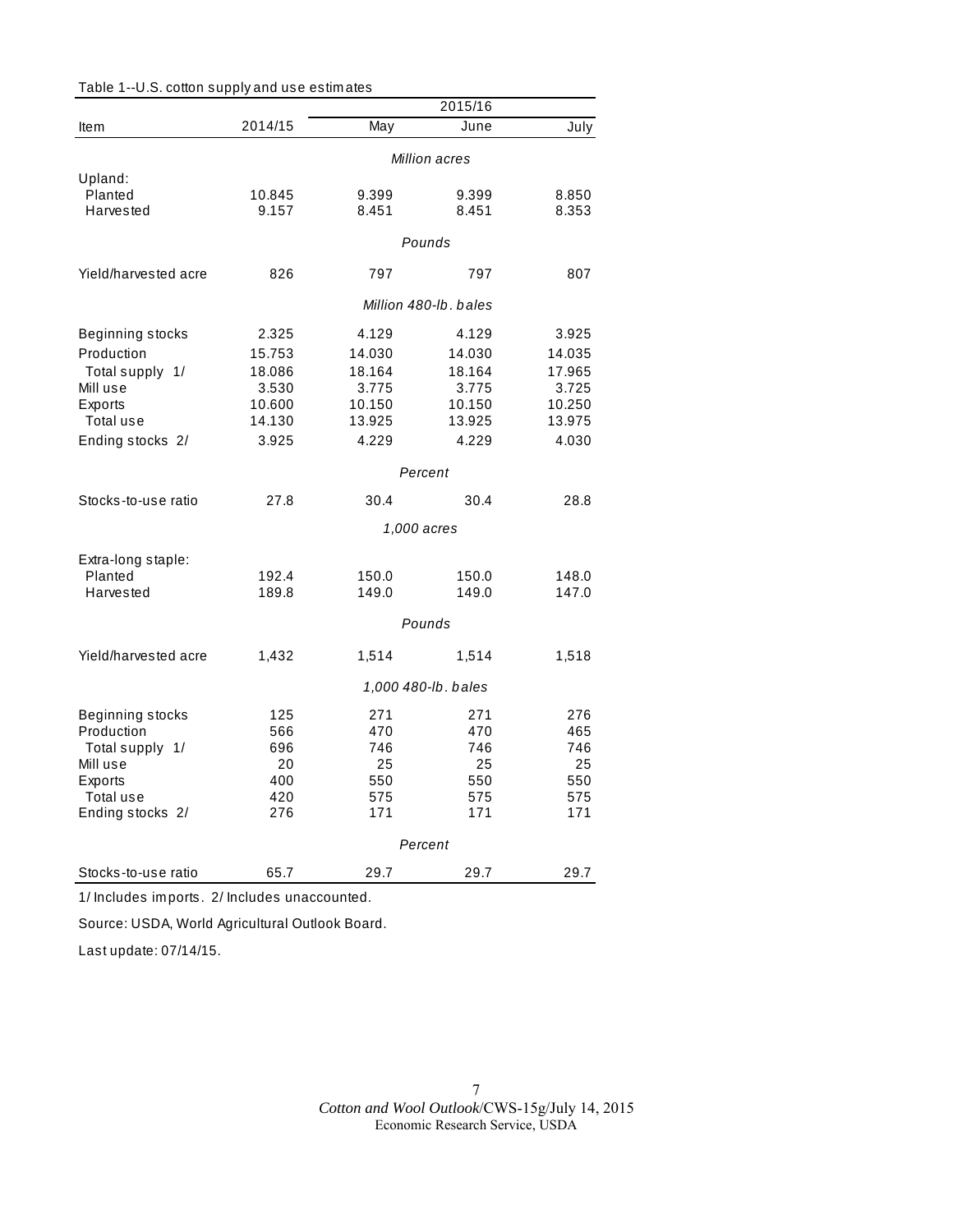Table 1--U.S. cotton supply and use estimates

| Item | 2014/15 | 2015/16 | | |
|---|---|---|---|---|
| | | May | June | July |
| | | *Million acres* | | |
| Upland: | | | | |
| Planted | 10.845 | 9.399 | 9.399 | 8.850 |
| Harvested | 9.157 | 8.451 | 8.451 | 8.353 |
| | | *Pounds* | | |
| Yield/harvested acre | 826 | 797 | 797 | 807 |
| | | *Million 480-lb. bales* | | |
| Beginning stocks | 2.325 | 4.129 | 4.129 | 3.925 |
| Production | 15.753 | 14.030 | 14.030 | 14.035 |
| Total supply 1/ | 18.086 | 18.164 | 18.164 | 17.965 |
| Mill use | 3.530 | 3.775 | 3.775 | 3.725 |
| Exports | 10.600 | 10.150 | 10.150 | 10.250 |
| Total use | 14.130 | 13.925 | 13.925 | 13.975 |
| Ending stocks 2/ | 3.925 | 4.229 | 4.229 | 4.030 |
| | | *Percent* | | |
| Stocks-to-use ratio | 27.8 | 30.4 | 30.4 | 28.8 |
| | | *1,000 acres* | | |
| Extra-long staple: | | | | |
| Planted | 192.4 | 150.0 | 150.0 | 148.0 |
| Harvested | 189.8 | 149.0 | 149.0 | 147.0 |
| | | *Pounds* | | |
| Yield/harvested acre | 1,432 | 1,514 | 1,514 | 1,518 |
| | | *1,000 480-lb. bales* | | |
| Beginning stocks | 125 | 271 | 271 | 276 |
| Production | 566 | 470 | 470 | 465 |
| Total supply 1/ | 696 | 746 | 746 | 746 |
| Mill use | 20 | 25 | 25 | 25 |
| Exports | 400 | 550 | 550 | 550 |
| Total use | 420 | 575 | 575 | 575 |
| Ending stocks 2/ | 276 | 171 | 171 | 171 |
| | | *Percent* | | |
| Stocks-to-use ratio | 65.7 | 29.7 | 29.7 | 29.7 |

1/ Includes imports. 2/ Includes unaccounted.

Source: USDA, World Agricultural Outlook Board.

Last update: 07/14/15.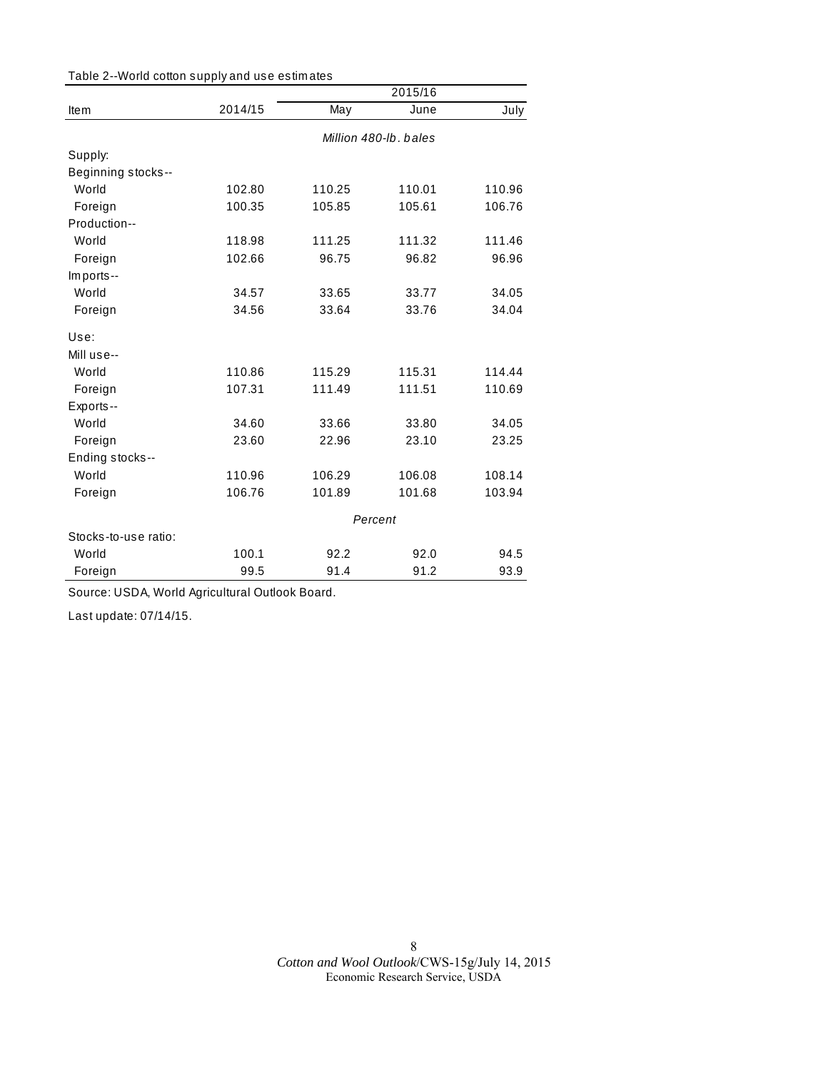Table 2--World cotton supply and use estimates

| Item | 2014/15 | 2015/16 May | 2015/16 June | 2015/16 July |
|---|---|---|---|---|
| | *Million 480-lb. bales* | | | |
| Supply: | | | | |
| Beginning stocks-- | | | | |
| World | 102.80 | 110.25 | 110.01 | 110.96 |
| Foreign | 100.35 | 105.85 | 105.61 | 106.76 |
| Production-- | | | | |
| World | 118.98 | 111.25 | 111.32 | 111.46 |
| Foreign | 102.66 | 96.75 | 96.82 | 96.96 |
| Imports-- | | | | |
| World | 34.57 | 33.65 | 33.77 | 34.05 |
| Foreign | 34.56 | 33.64 | 33.76 | 34.04 |
| Use: | | | | |
| Mill use-- | | | | |
| World | 110.86 | 115.29 | 115.31 | 114.44 |
| Foreign | 107.31 | 111.49 | 111.51 | 110.69 |
| Exports-- | | | | |
| World | 34.60 | 33.66 | 33.80 | 34.05 |
| Foreign | 23.60 | 22.96 | 23.10 | 23.25 |
| Ending stocks-- | | | | |
| World | 110.96 | 106.29 | 106.08 | 108.14 |
| Foreign | 106.76 | 101.89 | 101.68 | 103.94 |
| | *Percent* | | | |
| Stocks-to-use ratio: | | | | |
| World | 100.1 | 92.2 | 92.0 | 94.5 |
| Foreign | 99.5 | 91.4 | 91.2 | 93.9 |

Source: USDA, World Agricultural Outlook Board.

Last update: 07/14/15.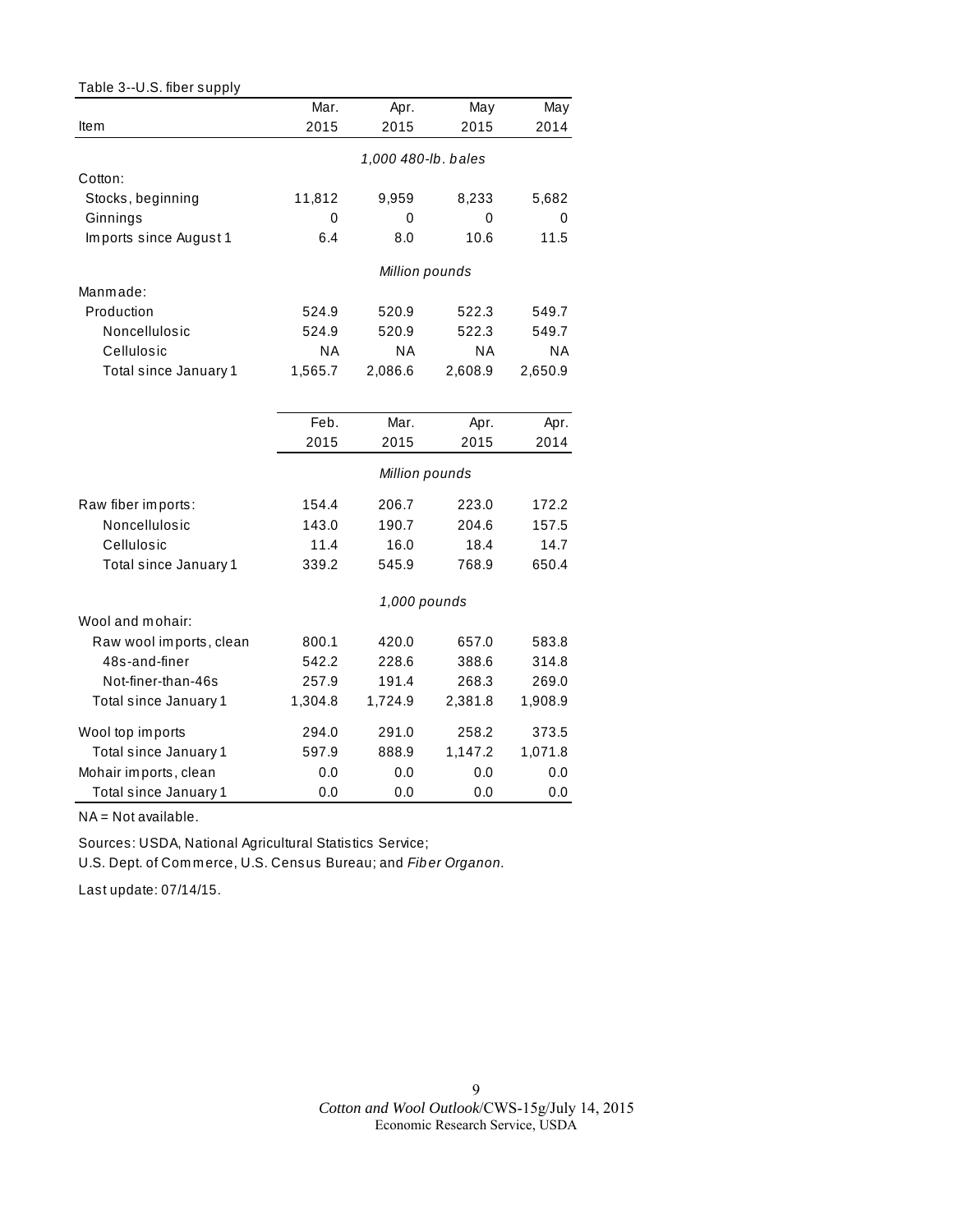Table 3--U.S. fiber supply

| Item | Mar. 2015 | Apr. 2015 | May 2015 | May 2014 |
|---|---|---|---|---|
| | *1,000 480-lb. bales* | | | |
| Cotton: | | | | |
| Stocks, beginning | 11,812 | 9,959 | 8,233 | 5,682 |
| Ginnings | 0 | 0 | 0 | 0 |
| Imports since August 1 | 6.4 | 8.0 | 10.6 | 11.5 |
| | *Million pounds* | | | |
| Manmade: | | | | |
| Production | 524.9 | 520.9 | 522.3 | 549.7 |
| Noncellulosic | 524.9 | 520.9 | 522.3 | 549.7 |
| Cellulosic | NA | NA | NA | NA |
| Total since January 1 | 1,565.7 | 2,086.6 | 2,608.9 | 2,650.9 |
| | **Feb. 2015** | **Mar. 2015** | **Apr. 2015** | **Apr. 2014** |
| | *Million pounds* | | | |
| Raw fiber imports: | 154.4 | 206.7 | 223.0 | 172.2 |
| Noncellulosic | 143.0 | 190.7 | 204.6 | 157.5 |
| Cellulosic | 11.4 | 16.0 | 18.4 | 14.7 |
| Total since January 1 | 339.2 | 545.9 | 768.9 | 650.4 |
| | *1,000 pounds* | | | |
| Wool and mohair: | | | | |
| Raw wool imports, clean | 800.1 | 420.0 | 657.0 | 583.8 |
| 48s-and-finer | 542.2 | 228.6 | 388.6 | 314.8 |
| Not-finer-than-46s | 257.9 | 191.4 | 268.3 | 269.0 |
| Total since January 1 | 1,304.8 | 1,724.9 | 2,381.8 | 1,908.9 |
| Wool top imports | 294.0 | 291.0 | 258.2 | 373.5 |
| Total since January 1 | 597.9 | 888.9 | 1,147.2 | 1,071.8 |
| Mohair imports, clean | 0.0 | 0.0 | 0.0 | 0.0 |
| Total since January 1 | 0.0 | 0.0 | 0.0 | 0.0 |

NA = Not available.

Sources: USDA, National Agricultural Statistics Service;
U.S. Dept. of Commerce, U.S. Census Bureau; and *Fiber Organon.*

Last update: 07/14/15.

*Cotton and Wool Outlook*/CWS-15g/July 14, 2015
Economic Research Service, USDA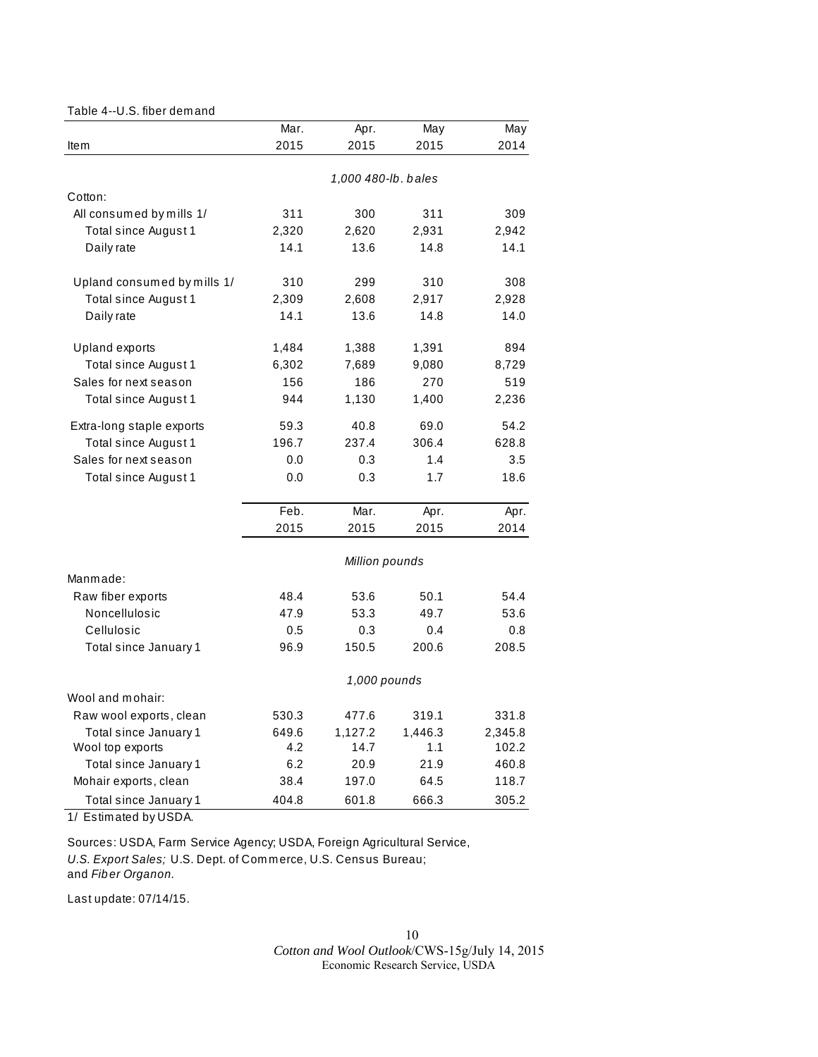Table 4--U.S. fiber demand

| Item | Mar. 2015 | Apr. 2015 | May 2015 | May 2014 |
|---|---|---|---|---|
| | *1,000 480-lb. bales* | | | |
| Cotton: | | | | |
| All consumed by mills 1/ | 311 | 300 | 311 | 309 |
| Total since August 1 | 2,320 | 2,620 | 2,931 | 2,942 |
| Daily rate | 14.1 | 13.6 | 14.8 | 14.1 |
| Upland consumed by mills 1/ | 310 | 299 | 310 | 308 |
| Total since August 1 | 2,309 | 2,608 | 2,917 | 2,928 |
| Daily rate | 14.1 | 13.6 | 14.8 | 14.0 |
| Upland exports | 1,484 | 1,388 | 1,391 | 894 |
| Total since August 1 | 6,302 | 7,689 | 9,080 | 8,729 |
| Sales for next season | 156 | 186 | 270 | 519 |
| Total since August 1 | 944 | 1,130 | 1,400 | 2,236 |
| Extra-long staple exports | 59.3 | 40.8 | 69.0 | 54.2 |
| Total since August 1 | 196.7 | 237.4 | 306.4 | 628.8 |
| Sales for next season | 0.0 | 0.3 | 1.4 | 3.5 |
| Total since August 1 | 0.0 | 0.3 | 1.7 | 18.6 |
| | **Feb. 2015** | **Mar. 2015** | **Apr. 2015** | **Apr. 2014** |
| | *Million pounds* | | | |
| Manmade: | | | | |
| Raw fiber exports | 48.4 | 53.6 | 50.1 | 54.4 |
| Noncellulosic | 47.9 | 53.3 | 49.7 | 53.6 |
| Cellulosic | 0.5 | 0.3 | 0.4 | 0.8 |
| Total since January 1 | 96.9 | 150.5 | 200.6 | 208.5 |
| | *1,000 pounds* | | | |
| Wool and mohair: | | | | |
| Raw wool exports, clean | 530.3 | 477.6 | 319.1 | 331.8 |
| Total since January 1 | 649.6 | 1,127.2 | 1,446.3 | 2,345.8 |
| Wool top exports | 4.2 | 14.7 | 1.1 | 102.2 |
| Total since January 1 | 6.2 | 20.9 | 21.9 | 460.8 |
| Mohair exports, clean | 38.4 | 197.0 | 64.5 | 118.7 |
| Total since January 1 | 404.8 | 601.8 | 666.3 | 305.2 |

1/ Estimated by USDA.

Sources: USDA, Farm Service Agency; USDA, Foreign Agricultural Service, *U.S. Export Sales;* U.S. Dept. of Commerce, U.S. Census Bureau; and *Fiber Organon.*

Last update: 07/14/15.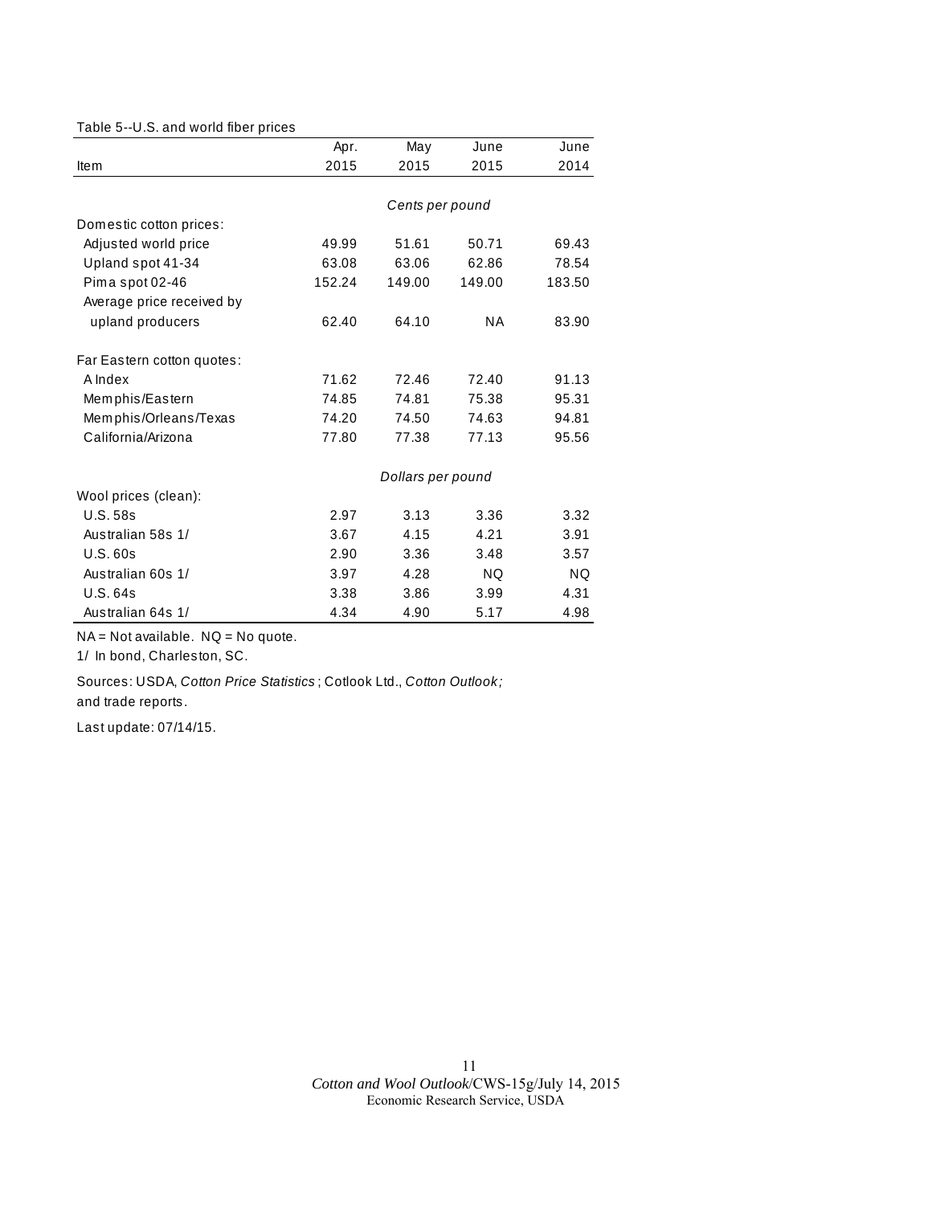Table 5--U.S. and world fiber prices

| Item | Apr. 2015 | May 2015 | June 2015 | June 2014 |
|---|---|---|---|---|
| | *Cents per pound* | | | |
| Domestic cotton prices: | | | | |
| Adjusted world price | 49.99 | 51.61 | 50.71 | 69.43 |
| Upland spot 41-34 | 63.08 | 63.06 | 62.86 | 78.54 |
| Pima spot 02-46 | 152.24 | 149.00 | 149.00 | 183.50 |
| Average price received by upland producers | 62.40 | 64.10 | NA | 83.90 |
| Far Eastern cotton quotes: | | | | |
| A Index | 71.62 | 72.46 | 72.40 | 91.13 |
| Memphis/Eastern | 74.85 | 74.81 | 75.38 | 95.31 |
| Memphis/Orleans/Texas | 74.20 | 74.50 | 74.63 | 94.81 |
| California/Arizona | 77.80 | 77.38 | 77.13 | 95.56 |
| | *Dollars per pound* | | | |
| Wool prices (clean): | | | | |
| U.S. 58s | 2.97 | 3.13 | 3.36 | 3.32 |
| Australian 58s 1/ | 3.67 | 4.15 | 4.21 | 3.91 |
| U.S. 60s | 2.90 | 3.36 | 3.48 | 3.57 |
| Australian 60s 1/ | 3.97 | 4.28 | NQ | NQ |
| U.S. 64s | 3.38 | 3.86 | 3.99 | 4.31 |
| Australian 64s 1/ | 4.34 | 4.90 | 5.17 | 4.98 |

NA = Not available. NQ = No quote.

1/ In bond, Charleston, SC.

Sources: USDA, *Cotton Price Statistics*; Cotlook Ltd., *Cotton Outlook;* and trade reports.

Last update: 07/14/15.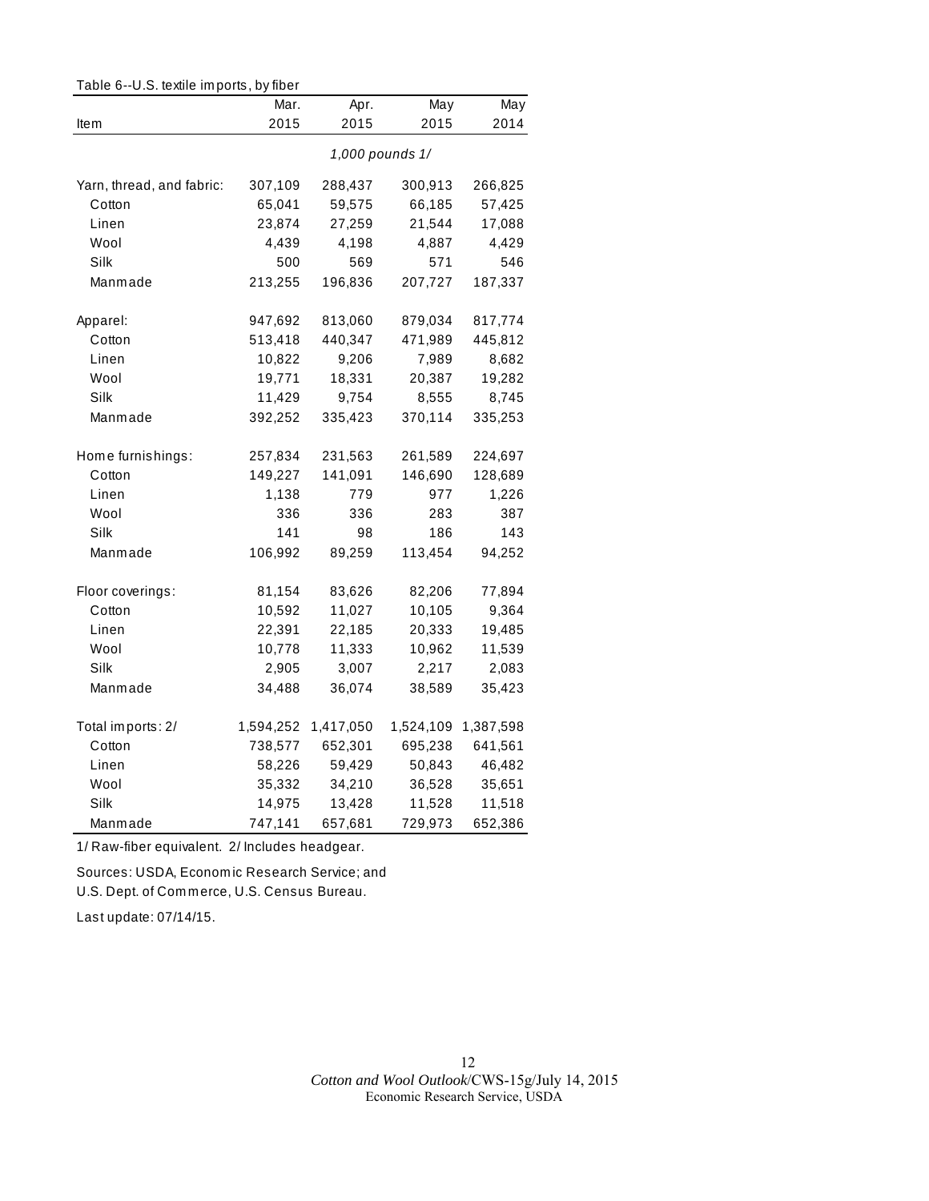Table 6--U.S. textile imports, by fiber

| Item | Mar. 2015 | Apr. 2015 | May 2015 | May 2014 |
|---|---|---|---|---|
| | *1,000 pounds 1/* | | | |
| Yarn, thread, and fabric: | 307,109 | 288,437 | 300,913 | 266,825 |
| Cotton | 65,041 | 59,575 | 66,185 | 57,425 |
| Linen | 23,874 | 27,259 | 21,544 | 17,088 |
| Wool | 4,439 | 4,198 | 4,887 | 4,429 |
| Silk | 500 | 569 | 571 | 546 |
| Manmade | 213,255 | 196,836 | 207,727 | 187,337 |
| Apparel: | 947,692 | 813,060 | 879,034 | 817,774 |
| Cotton | 513,418 | 440,347 | 471,989 | 445,812 |
| Linen | 10,822 | 9,206 | 7,989 | 8,682 |
| Wool | 19,771 | 18,331 | 20,387 | 19,282 |
| Silk | 11,429 | 9,754 | 8,555 | 8,745 |
| Manmade | 392,252 | 335,423 | 370,114 | 335,253 |
| Home furnishings: | 257,834 | 231,563 | 261,589 | 224,697 |
| Cotton | 149,227 | 141,091 | 146,690 | 128,689 |
| Linen | 1,138 | 779 | 977 | 1,226 |
| Wool | 336 | 336 | 283 | 387 |
| Silk | 141 | 98 | 186 | 143 |
| Manmade | 106,992 | 89,259 | 113,454 | 94,252 |
| Floor coverings: | 81,154 | 83,626 | 82,206 | 77,894 |
| Cotton | 10,592 | 11,027 | 10,105 | 9,364 |
| Linen | 22,391 | 22,185 | 20,333 | 19,485 |
| Wool | 10,778 | 11,333 | 10,962 | 11,539 |
| Silk | 2,905 | 3,007 | 2,217 | 2,083 |
| Manmade | 34,488 | 36,074 | 38,589 | 35,423 |
| Total imports: 2/ | 1,594,252 | 1,417,050 | 1,524,109 | 1,387,598 |
| Cotton | 738,577 | 652,301 | 695,238 | 641,561 |
| Linen | 58,226 | 59,429 | 50,843 | 46,482 |
| Wool | 35,332 | 34,210 | 36,528 | 35,651 |
| Silk | 14,975 | 13,428 | 11,528 | 11,518 |
| Manmade | 747,141 | 657,681 | 729,973 | 652,386 |

1/ Raw-fiber equivalent. 2/ Includes headgear.

Sources: USDA, Economic Research Service; and U.S. Dept. of Commerce, U.S. Census Bureau.

Last update: 07/14/15.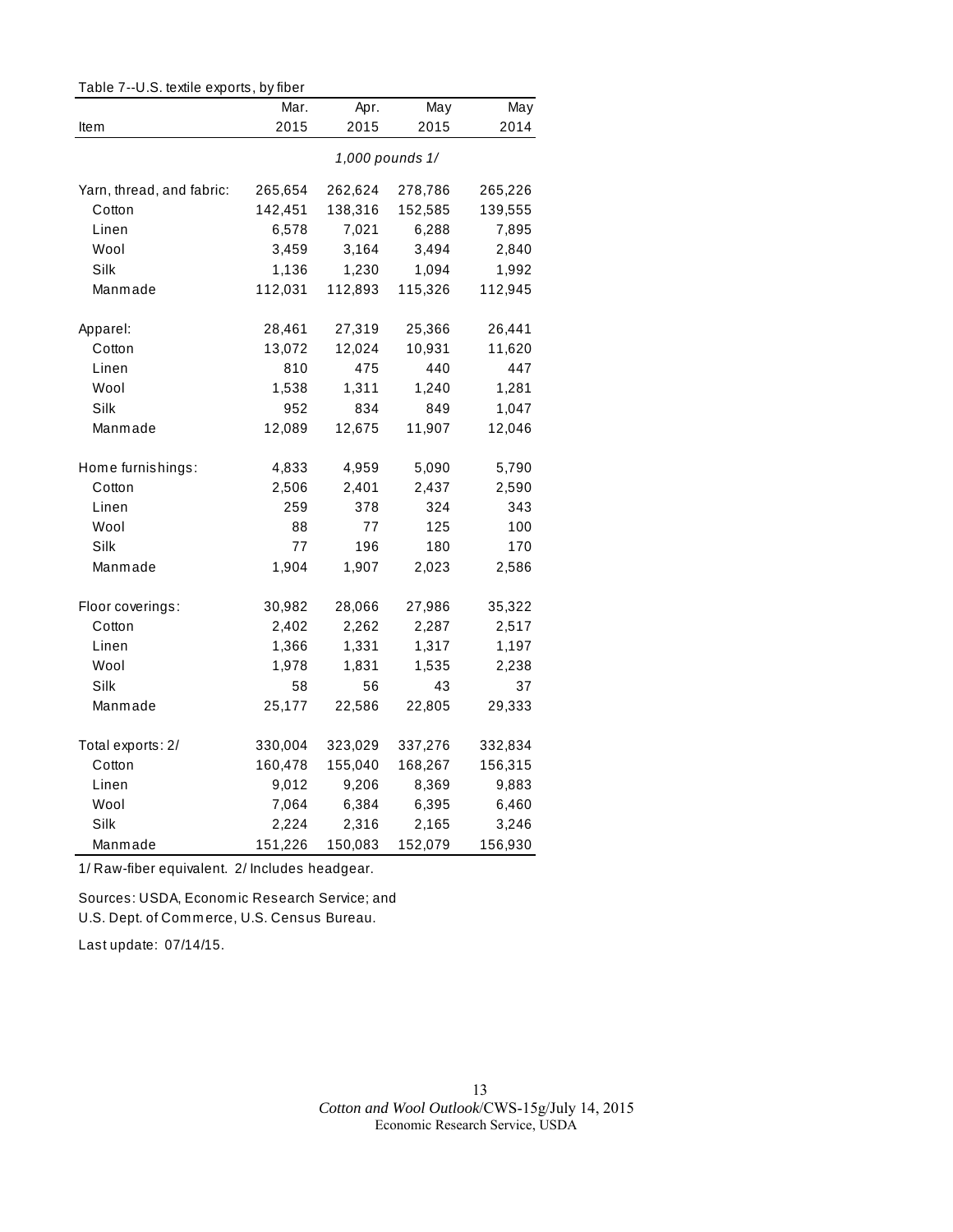Table 7--U.S. textile exports, by fiber

| Item | Mar. 2015 | Apr. 2015 | May 2015 | May 2014 |
|---|---|---|---|---|
| | 1,000 pounds 1/ | | | |
| Yarn, thread, and fabric: | 265,654 | 262,624 | 278,786 | 265,226 |
| Cotton | 142,451 | 138,316 | 152,585 | 139,555 |
| Linen | 6,578 | 7,021 | 6,288 | 7,895 |
| Wool | 3,459 | 3,164 | 3,494 | 2,840 |
| Silk | 1,136 | 1,230 | 1,094 | 1,992 |
| Manmade | 112,031 | 112,893 | 115,326 | 112,945 |
| Apparel: | 28,461 | 27,319 | 25,366 | 26,441 |
| Cotton | 13,072 | 12,024 | 10,931 | 11,620 |
| Linen | 810 | 475 | 440 | 447 |
| Wool | 1,538 | 1,311 | 1,240 | 1,281 |
| Silk | 952 | 834 | 849 | 1,047 |
| Manmade | 12,089 | 12,675 | 11,907 | 12,046 |
| Home furnishings: | 4,833 | 4,959 | 5,090 | 5,790 |
| Cotton | 2,506 | 2,401 | 2,437 | 2,590 |
| Linen | 259 | 378 | 324 | 343 |
| Wool | 88 | 77 | 125 | 100 |
| Silk | 77 | 196 | 180 | 170 |
| Manmade | 1,904 | 1,907 | 2,023 | 2,586 |
| Floor coverings: | 30,982 | 28,066 | 27,986 | 35,322 |
| Cotton | 2,402 | 2,262 | 2,287 | 2,517 |
| Linen | 1,366 | 1,331 | 1,317 | 1,197 |
| Wool | 1,978 | 1,831 | 1,535 | 2,238 |
| Silk | 58 | 56 | 43 | 37 |
| Manmade | 25,177 | 22,586 | 22,805 | 29,333 |
| Total exports: 2/ | 330,004 | 323,029 | 337,276 | 332,834 |
| Cotton | 160,478 | 155,040 | 168,267 | 156,315 |
| Linen | 9,012 | 9,206 | 8,369 | 9,883 |
| Wool | 7,064 | 6,384 | 6,395 | 6,460 |
| Silk | 2,224 | 2,316 | 2,165 | 3,246 |
| Manmade | 151,226 | 150,083 | 152,079 | 156,930 |

1/ Raw-fiber equivalent. 2/ Includes headgear.

Sources: USDA, Economic Research Service; and U.S. Dept. of Commerce, U.S. Census Bureau.

Last update: 07/14/15.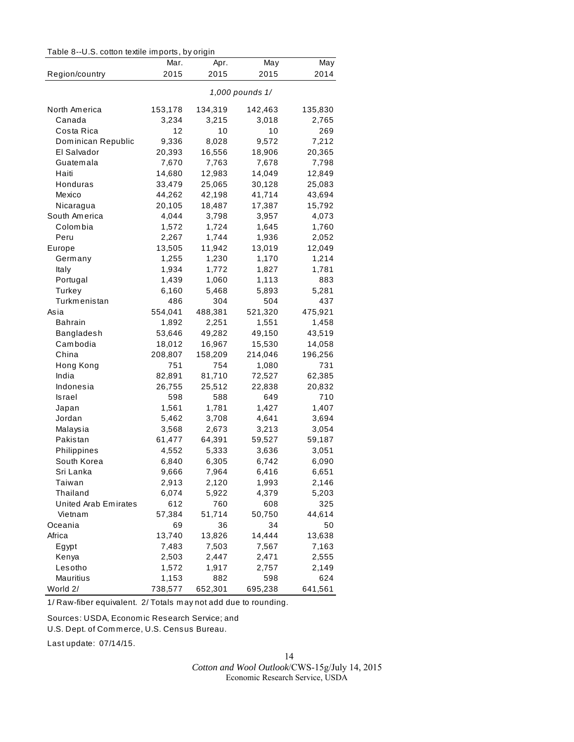Table 8--U.S. cotton textile imports, by origin

| Region/country | Mar. 2015 | Apr. 2015 | May 2015 | May 2014 |
|---|---|---|---|---|
| | | *1,000 pounds 1/* | | |
| North America | 153,178 | 134,319 | 142,463 | 135,830 |
| Canada | 3,234 | 3,215 | 3,018 | 2,765 |
| Costa Rica | 12 | 10 | 10 | 269 |
| Dominican Republic | 9,336 | 8,028 | 9,572 | 7,212 |
| El Salvador | 20,393 | 16,556 | 18,906 | 20,365 |
| Guatemala | 7,670 | 7,763 | 7,678 | 7,798 |
| Haiti | 14,680 | 12,983 | 14,049 | 12,849 |
| Honduras | 33,479 | 25,065 | 30,128 | 25,083 |
| Mexico | 44,262 | 42,198 | 41,714 | 43,694 |
| Nicaragua | 20,105 | 18,487 | 17,387 | 15,792 |
| South America | 4,044 | 3,798 | 3,957 | 4,073 |
| Colombia | 1,572 | 1,724 | 1,645 | 1,760 |
| Peru | 2,267 | 1,744 | 1,936 | 2,052 |
| Europe | 13,505 | 11,942 | 13,019 | 12,049 |
| Germany | 1,255 | 1,230 | 1,170 | 1,214 |
| Italy | 1,934 | 1,772 | 1,827 | 1,781 |
| Portugal | 1,439 | 1,060 | 1,113 | 883 |
| Turkey | 6,160 | 5,468 | 5,893 | 5,281 |
| Turkmenistan | 486 | 304 | 504 | 437 |
| Asia | 554,041 | 488,381 | 521,320 | 475,921 |
| Bahrain | 1,892 | 2,251 | 1,551 | 1,458 |
| Bangladesh | 53,646 | 49,282 | 49,150 | 43,519 |
| Cambodia | 18,012 | 16,967 | 15,530 | 14,058 |
| China | 208,807 | 158,209 | 214,046 | 196,256 |
| Hong Kong | 751 | 754 | 1,080 | 731 |
| India | 82,891 | 81,710 | 72,527 | 62,385 |
| Indonesia | 26,755 | 25,512 | 22,838 | 20,832 |
| Israel | 598 | 588 | 649 | 710 |
| Japan | 1,561 | 1,781 | 1,427 | 1,407 |
| Jordan | 5,462 | 3,708 | 4,641 | 3,694 |
| Malaysia | 3,568 | 2,673 | 3,213 | 3,054 |
| Pakistan | 61,477 | 64,391 | 59,527 | 59,187 |
| Philippines | 4,552 | 5,333 | 3,636 | 3,051 |
| South Korea | 6,840 | 6,305 | 6,742 | 6,090 |
| Sri Lanka | 9,666 | 7,964 | 6,416 | 6,651 |
| Taiwan | 2,913 | 2,120 | 1,993 | 2,146 |
| Thailand | 6,074 | 5,922 | 4,379 | 5,203 |
| United Arab Emirates | 612 | 760 | 608 | 325 |
| Vietnam | 57,384 | 51,714 | 50,750 | 44,614 |
| Oceania | 69 | 36 | 34 | 50 |
| Africa | 13,740 | 13,826 | 14,444 | 13,638 |
| Egypt | 7,483 | 7,503 | 7,567 | 7,163 |
| Kenya | 2,503 | 2,447 | 2,471 | 2,555 |
| Lesotho | 1,572 | 1,917 | 2,757 | 2,149 |
| Mauritius | 1,153 | 882 | 598 | 624 |
| World 2/ | 738,577 | 652,301 | 695,238 | 641,561 |

1/ Raw-fiber equivalent. 2/ Totals may not add due to rounding.

Sources: USDA, Economic Research Service; and
U.S. Dept. of Commerce, U.S. Census Bureau.

Last update: 07/14/15.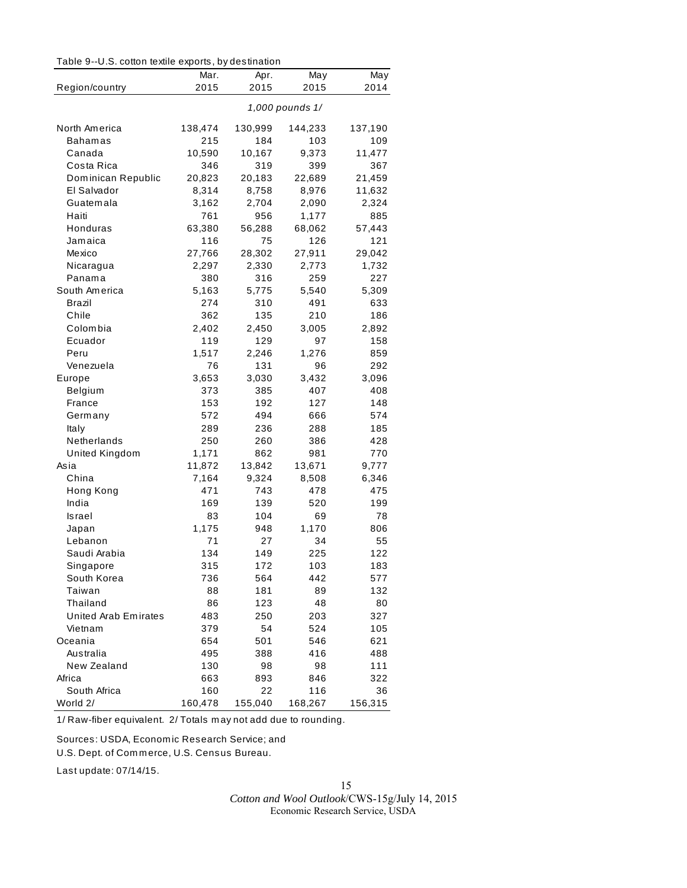Table 9--U.S. cotton textile exports, by destination

| Region/country | Mar. 2015 | Apr. 2015 | May 2015 | May 2014 |
|---|---|---|---|---|
| | *1,000 pounds 1/* | | | |
| North America | 138,474 | 130,999 | 144,233 | 137,190 |
| Bahamas | 215 | 184 | 103 | 109 |
| Canada | 10,590 | 10,167 | 9,373 | 11,477 |
| Costa Rica | 346 | 319 | 399 | 367 |
| Dominican Republic | 20,823 | 20,183 | 22,689 | 21,459 |
| El Salvador | 8,314 | 8,758 | 8,976 | 11,632 |
| Guatemala | 3,162 | 2,704 | 2,090 | 2,324 |
| Haiti | 761 | 956 | 1,177 | 885 |
| Honduras | 63,380 | 56,288 | 68,062 | 57,443 |
| Jamaica | 116 | 75 | 126 | 121 |
| Mexico | 27,766 | 28,302 | 27,911 | 29,042 |
| Nicaragua | 2,297 | 2,330 | 2,773 | 1,732 |
| Panama | 380 | 316 | 259 | 227 |
| South America | 5,163 | 5,775 | 5,540 | 5,309 |
| Brazil | 274 | 310 | 491 | 633 |
| Chile | 362 | 135 | 210 | 186 |
| Colombia | 2,402 | 2,450 | 3,005 | 2,892 |
| Ecuador | 119 | 129 | 97 | 158 |
| Peru | 1,517 | 2,246 | 1,276 | 859 |
| Venezuela | 76 | 131 | 96 | 292 |
| Europe | 3,653 | 3,030 | 3,432 | 3,096 |
| Belgium | 373 | 385 | 407 | 408 |
| France | 153 | 192 | 127 | 148 |
| Germany | 572 | 494 | 666 | 574 |
| Italy | 289 | 236 | 288 | 185 |
| Netherlands | 250 | 260 | 386 | 428 |
| United Kingdom | 1,171 | 862 | 981 | 770 |
| Asia | 11,872 | 13,842 | 13,671 | 9,777 |
| China | 7,164 | 9,324 | 8,508 | 6,346 |
| Hong Kong | 471 | 743 | 478 | 475 |
| India | 169 | 139 | 520 | 199 |
| Israel | 83 | 104 | 69 | 78 |
| Japan | 1,175 | 948 | 1,170 | 806 |
| Lebanon | 71 | 27 | 34 | 55 |
| Saudi Arabia | 134 | 149 | 225 | 122 |
| Singapore | 315 | 172 | 103 | 183 |
| South Korea | 736 | 564 | 442 | 577 |
| Taiwan | 88 | 181 | 89 | 132 |
| Thailand | 86 | 123 | 48 | 80 |
| United Arab Emirates | 483 | 250 | 203 | 327 |
| Vietnam | 379 | 54 | 524 | 105 |
| Oceania | 654 | 501 | 546 | 621 |
| Australia | 495 | 388 | 416 | 488 |
| New Zealand | 130 | 98 | 98 | 111 |
| Africa | 663 | 893 | 846 | 322 |
| South Africa | 160 | 22 | 116 | 36 |
| World 2/ | 160,478 | 155,040 | 168,267 | 156,315 |

1/ Raw-fiber equivalent. 2/ Totals may not add due to rounding.

Sources: USDA, Economic Research Service; and
U.S. Dept. of Commerce, U.S. Census Bureau.

Last update: 07/14/15.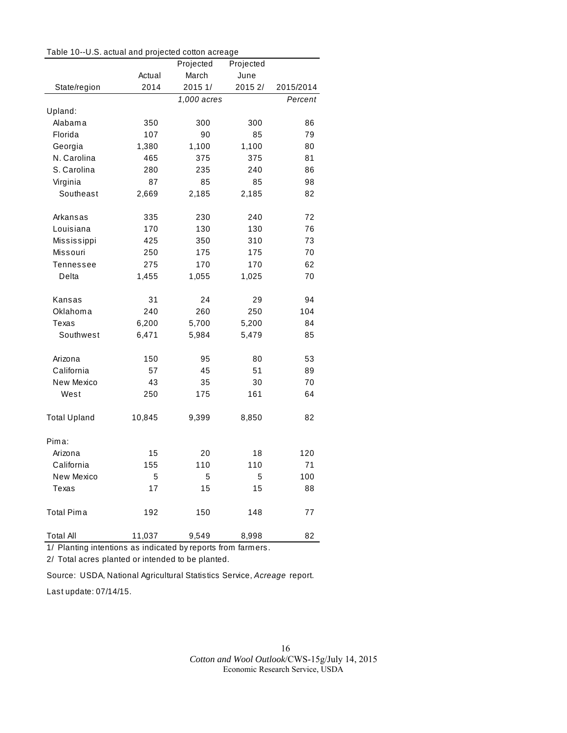Table 10--U.S. actual and projected cotton acreage

| State/region | Actual 2014 | Projected March 2015 1/ | Projected June 2015 2/ | 2015/2014 |
|---|---|---|---|---|
| | | *1,000 acres* | | *Percent* |
| Upland: | | | | |
| Alabama | 350 | 300 | 300 | 86 |
| Florida | 107 | 90 | 85 | 79 |
| Georgia | 1,380 | 1,100 | 1,100 | 80 |
| N. Carolina | 465 | 375 | 375 | 81 |
| S. Carolina | 280 | 235 | 240 | 86 |
| Virginia | 87 | 85 | 85 | 98 |
| Southeast | 2,669 | 2,185 | 2,185 | 82 |
| | | | | |
| Arkansas | 335 | 230 | 240 | 72 |
| Louisiana | 170 | 130 | 130 | 76 |
| Mississippi | 425 | 350 | 310 | 73 |
| Missouri | 250 | 175 | 175 | 70 |
| Tennessee | 275 | 170 | 170 | 62 |
| Delta | 1,455 | 1,055 | 1,025 | 70 |
| | | | | |
| Kansas | 31 | 24 | 29 | 94 |
| Oklahoma | 240 | 260 | 250 | 104 |
| Texas | 6,200 | 5,700 | 5,200 | 84 |
| Southwest | 6,471 | 5,984 | 5,479 | 85 |
| | | | | |
| Arizona | 150 | 95 | 80 | 53 |
| California | 57 | 45 | 51 | 89 |
| New Mexico | 43 | 35 | 30 | 70 |
| West | 250 | 175 | 161 | 64 |
| | | | | |
| Total Upland | 10,845 | 9,399 | 8,850 | 82 |
| | | | | |
| Pima: | | | | |
| Arizona | 15 | 20 | 18 | 120 |
| California | 155 | 110 | 110 | 71 |
| New Mexico | 5 | 5 | 5 | 100 |
| Texas | 17 | 15 | 15 | 88 |
| | | | | |
| Total Pima | 192 | 150 | 148 | 77 |
| | | | | |
| Total All | 11,037 | 9,549 | 8,998 | 82 |

1/ Planting intentions as indicated by reports from farmers.

2/ Total acres planted or intended to be planted.

Source: USDA, National Agricultural Statistics Service, *Acreage* report.

Last update: 07/14/15.